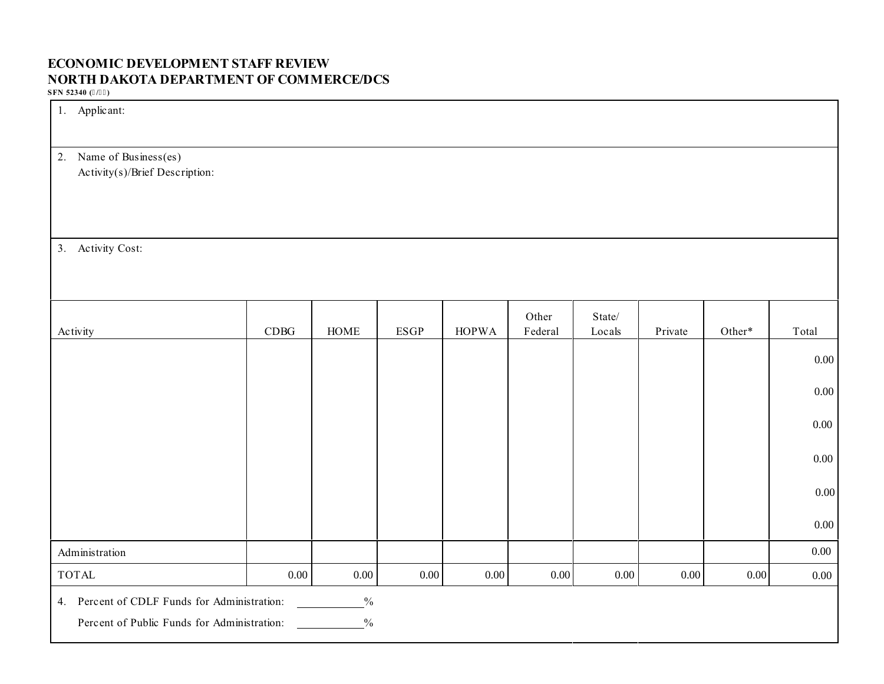# ECONOMIC DEVELOPMENT STAFF REVIEW
# NORTH DAKOTA DEPARTMENT OF COMMERCE/DCS

**SFN 52340 (/ )**

1. Applicant:

2. Name of Business(es)
   Activity(s)/Brief Description:

3. Activity Cost:

| Activity | CDBG | HOME | ESGP | HOPWA | Other Federal | State/ Locals | Private | Other* | Total |
|---|---|---|---|---|---|---|---|---|---|
| | | | | | | | | | 0.00 |
| | | | | | | | | | 0.00 |
| | | | | | | | | | 0.00 |
| | | | | | | | | | 0.00 |
| | | | | | | | | | 0.00 |
| | | | | | | | | | 0.00 |
| Administration | | | | | | | | | 0.00 |
| TOTAL | 0.00 | 0.00 | 0.00 | 0.00 | 0.00 | 0.00 | 0.00 | 0.00 | 0.00 |

4. Percent of CDLF Funds for Administration: ___________%

   Percent of Public Funds for Administration: ___________%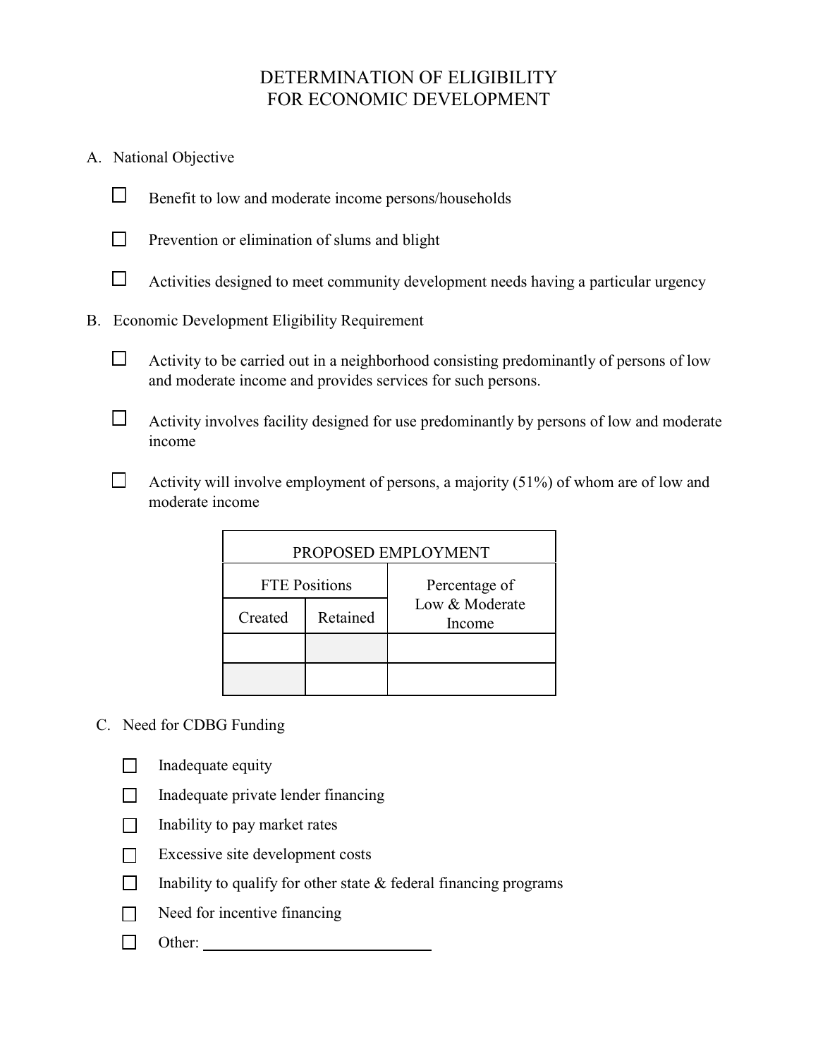# DETERMINATION OF ELIGIBILITY FOR ECONOMIC DEVELOPMENT

A. National Objective

- ☐ Benefit to low and moderate income persons/households
- ☐ Prevention or elimination of slums and blight
- ☐ Activities designed to meet community development needs having a particular urgency

B. Economic Development Eligibility Requirement

- ☐ Activity to be carried out in a neighborhood consisting predominantly of persons of low and moderate income and provides services for such persons.
- ☐ Activity involves facility designed for use predominantly by persons of low and moderate income
- ☐ Activity will involve employment of persons, a majority (51%) of whom are of low and moderate income

| PROPOSED EMPLOYMENT | | |
|---|---|---|
| FTE Positions | | Percentage of Low & Moderate Income |
| Created | Retained | |
| | | |
| | | |

C. Need for CDBG Funding

- ☐ Inadequate equity
- ☐ Inadequate private lender financing
- ☐ Inability to pay market rates
- ☐ Excessive site development costs
- ☐ Inability to qualify for other state & federal financing programs
- ☐ Need for incentive financing
- ☐ Other: ______________________________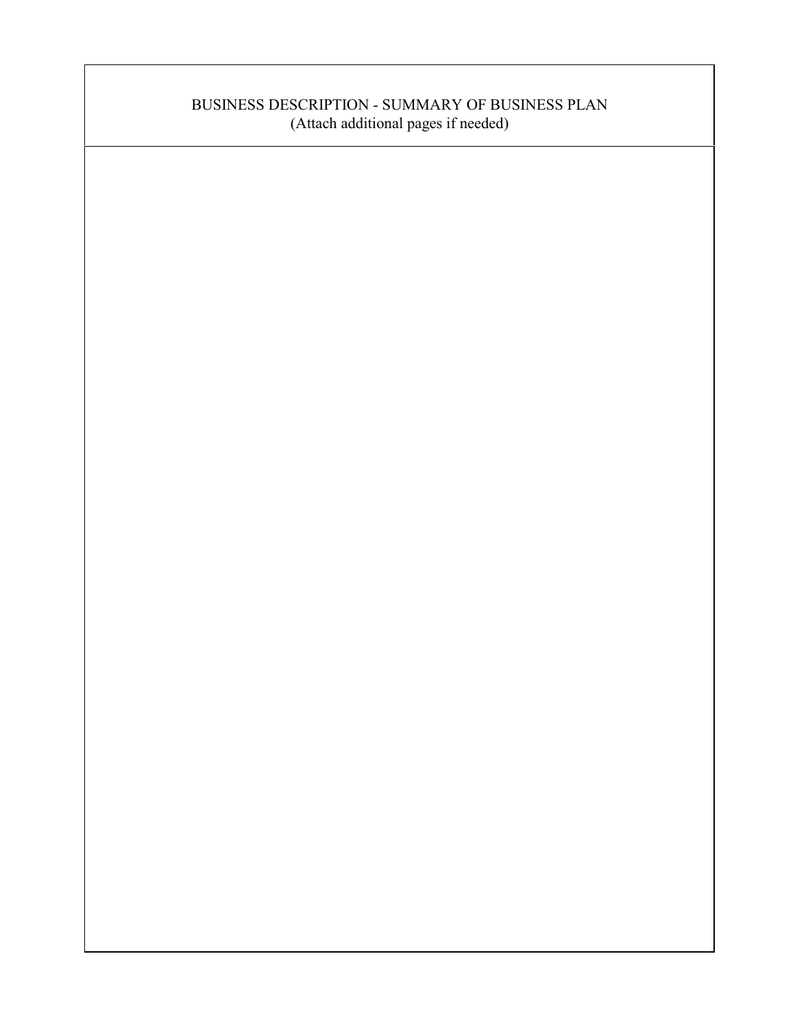BUSINESS DESCRIPTION - SUMMARY OF BUSINESS PLAN
(Attach additional pages if needed)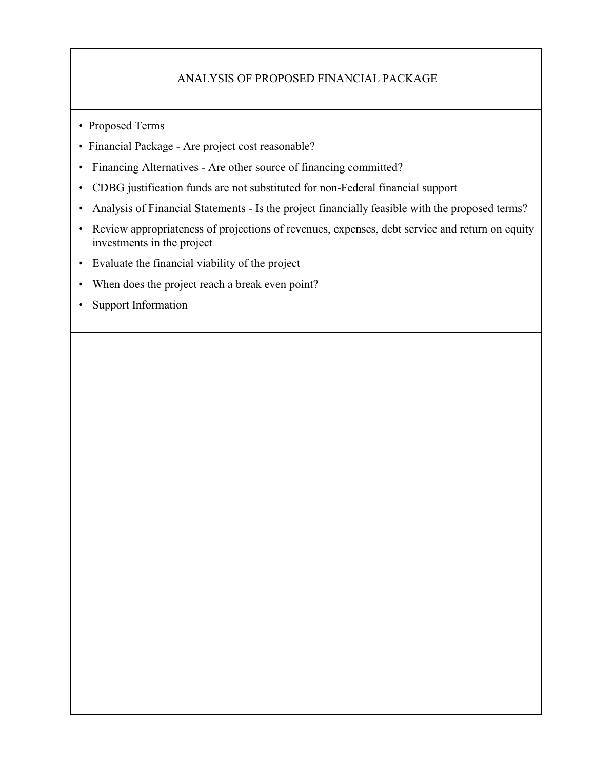## ANALYSIS OF PROPOSED FINANCIAL PACKAGE

- Proposed Terms
- Financial Package - Are project cost reasonable?
- Financing Alternatives - Are other source of financing committed?
- CDBG justification funds are not substituted for non-Federal financial support
- Analysis of Financial Statements - Is the project financially feasible with the proposed terms?
- Review appropriateness of projections of revenues, expenses, debt service and return on equity investments in the project
- Evaluate the financial viability of the project
- When does the project reach a break even point?
- Support Information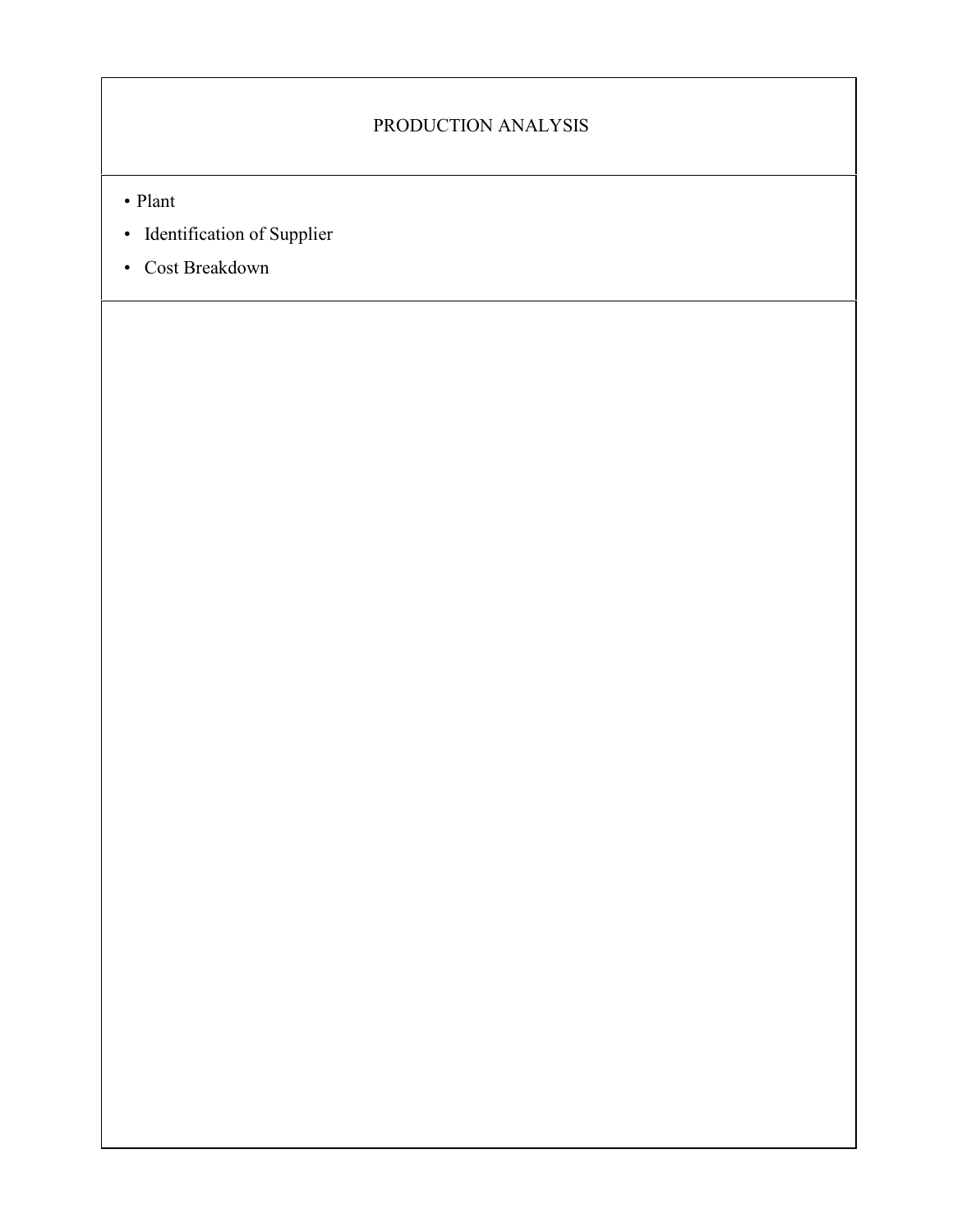## PRODUCTION ANALYSIS

- Plant
- Identification of Supplier
- Cost Breakdown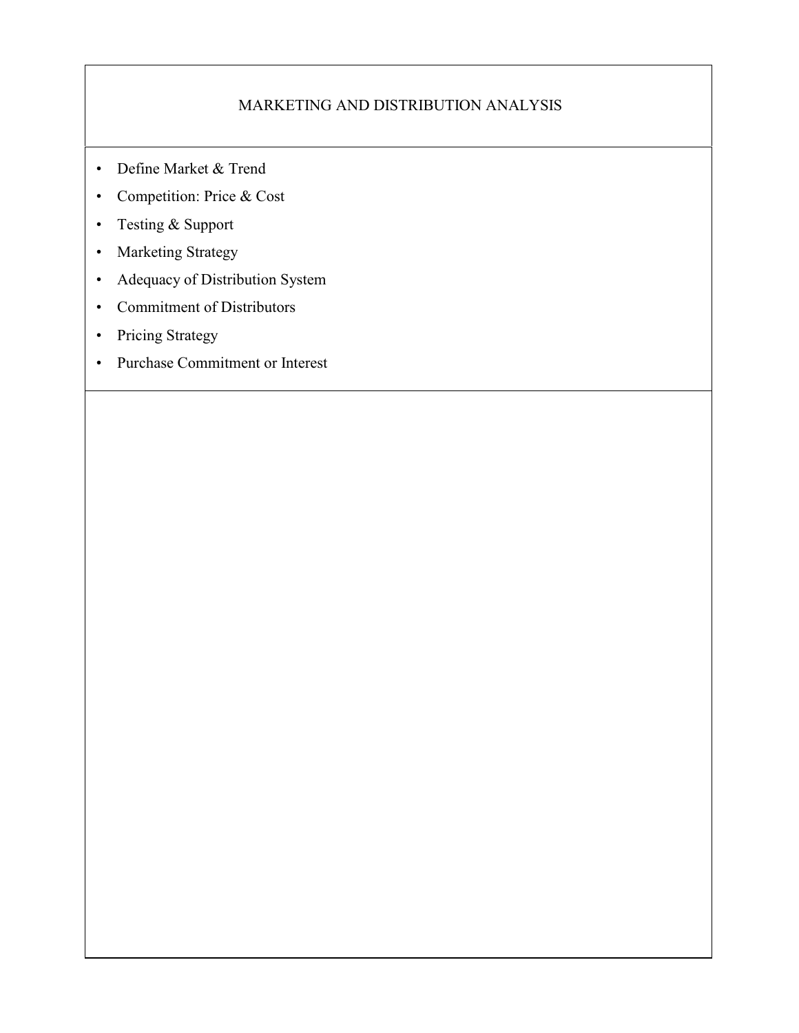# MARKETING AND DISTRIBUTION ANALYSIS

- Define Market & Trend
- Competition: Price & Cost
- Testing & Support
- Marketing Strategy
- Adequacy of Distribution System
- Commitment of Distributors
- Pricing Strategy
- Purchase Commitment or Interest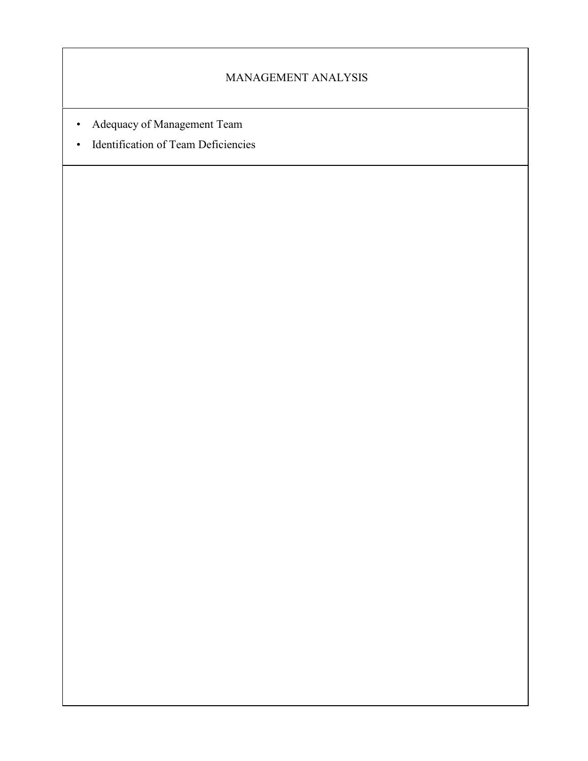# MANAGEMENT ANALYSIS

- Adequacy of Management Team
- Identification of Team Deficiencies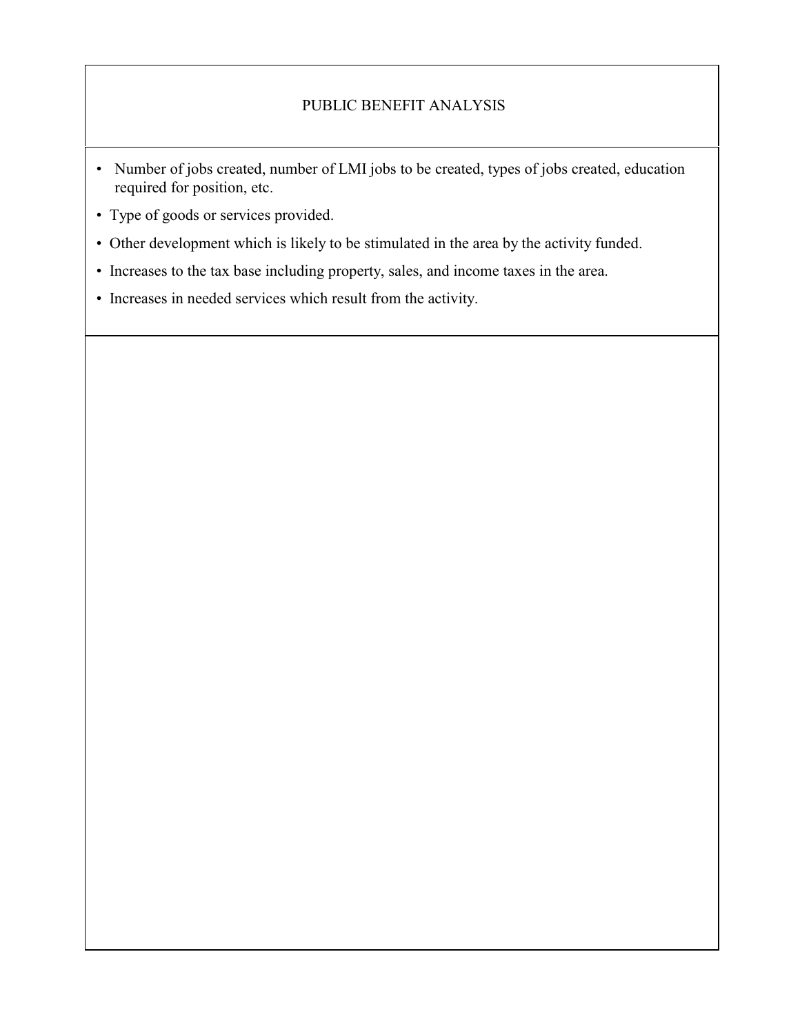## PUBLIC BENEFIT ANALYSIS

- Number of jobs created, number of LMI jobs to be created, types of jobs created, education required for position, etc.
- Type of goods or services provided.
- Other development which is likely to be stimulated in the area by the activity funded.
- Increases to the tax base including property, sales, and income taxes in the area.
- Increases in needed services which result from the activity.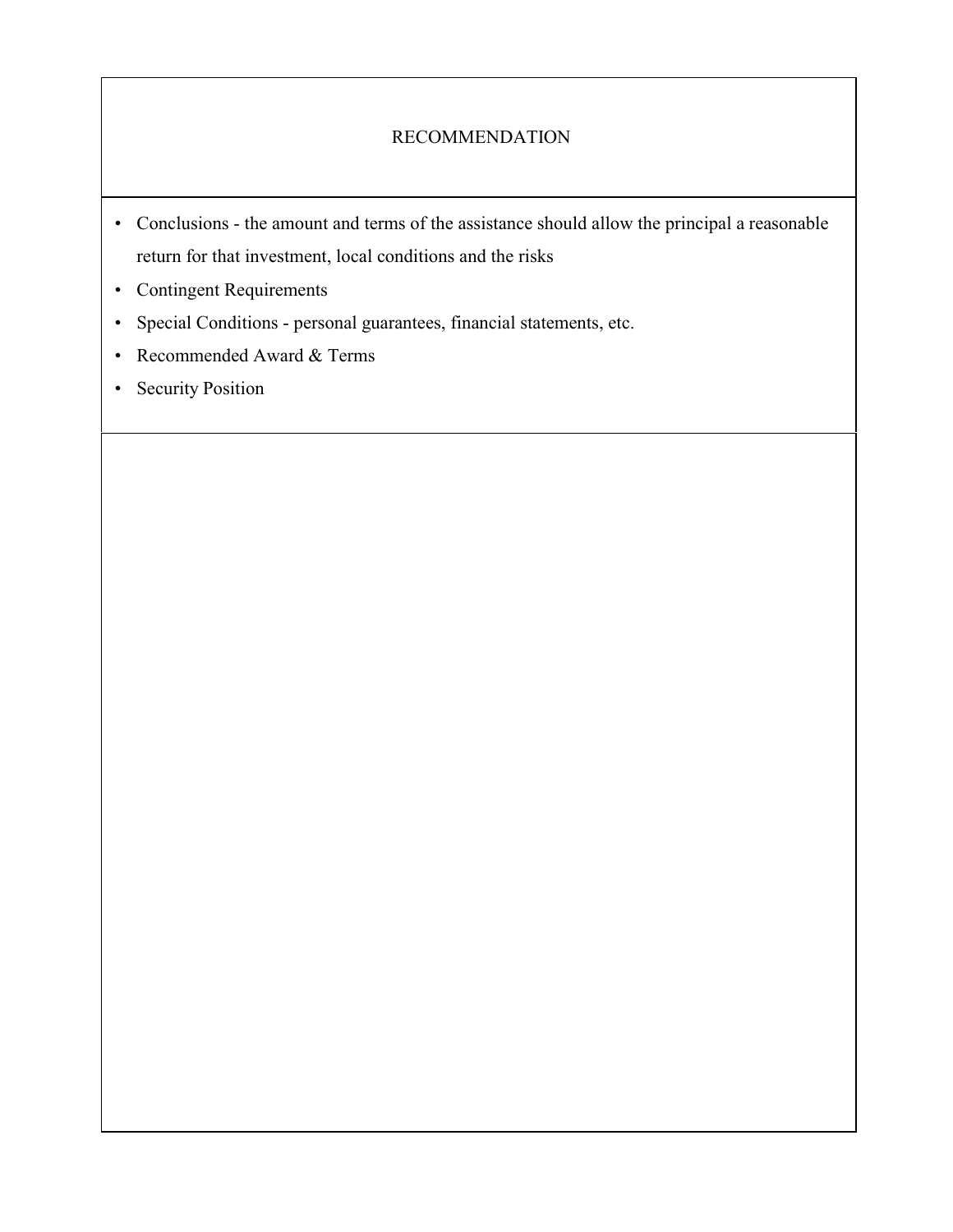## RECOMMENDATION

- Conclusions - the amount and terms of the assistance should allow the principal a reasonable return for that investment, local conditions and the risks
- Contingent Requirements
- Special Conditions - personal guarantees, financial statements, etc.
- Recommended Award & Terms
- Security Position